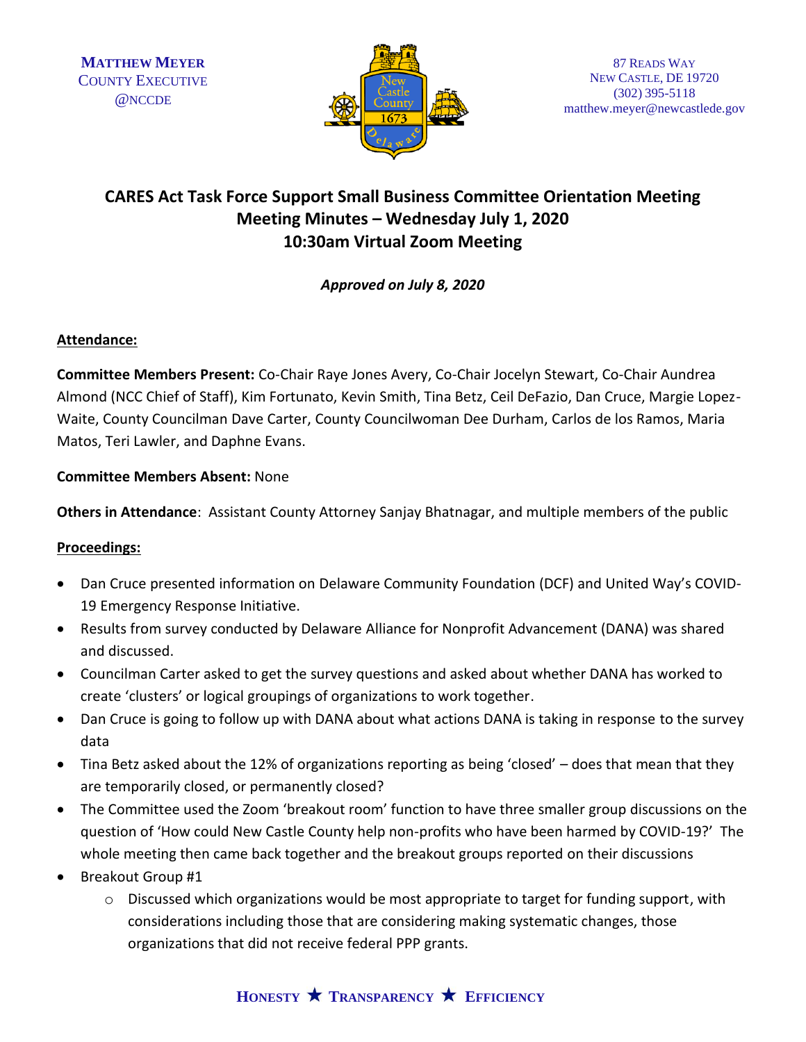MATTHEW MEYER
COUNTY EXECUTIVE
@NCCDE

87 READS WAY
NEW CASTLE, DE 19720
(302) 395-5118
matthew.meyer@newcastlede.gov

# CARES Act Task Force Support Small Business Committee Orientation Meeting
## Meeting Minutes – Wednesday July 1, 2020
## 10:30am Virtual Zoom Meeting

***Approved on July 8, 2020***

**Attendance:**

**Committee Members Present:** Co-Chair Raye Jones Avery, Co-Chair Jocelyn Stewart, Co-Chair Aundrea Almond (NCC Chief of Staff), Kim Fortunato, Kevin Smith, Tina Betz, Ceil DeFazio, Dan Cruce, Margie Lopez-Waite, County Councilman Dave Carter, County Councilwoman Dee Durham, Carlos de los Ramos, Maria Matos, Teri Lawler, and Daphne Evans.

**Committee Members Absent:** None

**Others in Attendance**: Assistant County Attorney Sanjay Bhatnagar, and multiple members of the public

**Proceedings:**

- Dan Cruce presented information on Delaware Community Foundation (DCF) and United Way's COVID-19 Emergency Response Initiative.
- Results from survey conducted by Delaware Alliance for Nonprofit Advancement (DANA) was shared and discussed.
- Councilman Carter asked to get the survey questions and asked about whether DANA has worked to create 'clusters' or logical groupings of organizations to work together.
- Dan Cruce is going to follow up with DANA about what actions DANA is taking in response to the survey data
- Tina Betz asked about the 12% of organizations reporting as being 'closed' – does that mean that they are temporarily closed, or permanently closed?
- The Committee used the Zoom 'breakout room' function to have three smaller group discussions on the question of 'How could New Castle County help non-profits who have been harmed by COVID-19?' The whole meeting then came back together and the breakout groups reported on their discussions
- Breakout Group #1
  - Discussed which organizations would be most appropriate to target for funding support, with considerations including those that are considering making systematic changes, those organizations that did not receive federal PPP grants.

HONESTY ★ TRANSPARENCY ★ EFFICIENCY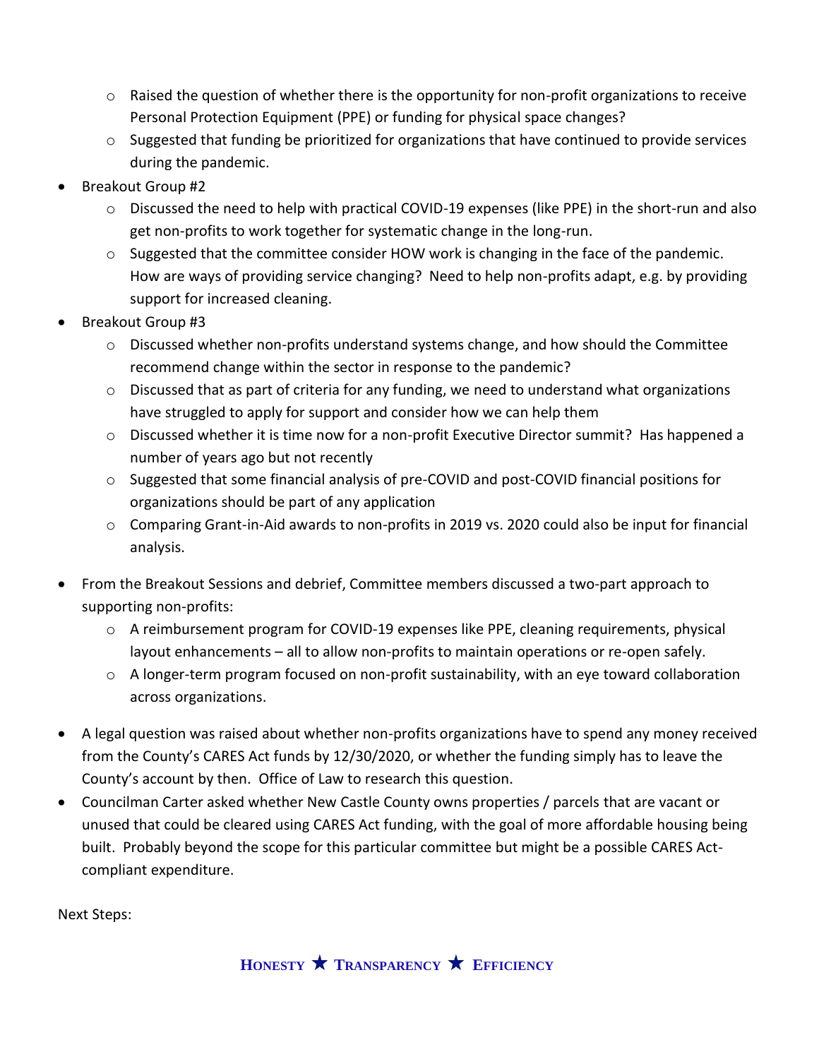- Raised the question of whether there is the opportunity for non-profit organizations to receive Personal Protection Equipment (PPE) or funding for physical space changes?
  - Suggested that funding be prioritized for organizations that have continued to provide services during the pandemic.
- Breakout Group #2
  - Discussed the need to help with practical COVID-19 expenses (like PPE) in the short-run and also get non-profits to work together for systematic change in the long-run.
  - Suggested that the committee consider HOW work is changing in the face of the pandemic. How are ways of providing service changing? Need to help non-profits adapt, e.g. by providing support for increased cleaning.
- Breakout Group #3
  - Discussed whether non-profits understand systems change, and how should the Committee recommend change within the sector in response to the pandemic?
  - Discussed that as part of criteria for any funding, we need to understand what organizations have struggled to apply for support and consider how we can help them
  - Discussed whether it is time now for a non-profit Executive Director summit? Has happened a number of years ago but not recently
  - Suggested that some financial analysis of pre-COVID and post-COVID financial positions for organizations should be part of any application
  - Comparing Grant-in-Aid awards to non-profits in 2019 vs. 2020 could also be input for financial analysis.

- From the Breakout Sessions and debrief, Committee members discussed a two-part approach to supporting non-profits:
  - A reimbursement program for COVID-19 expenses like PPE, cleaning requirements, physical layout enhancements – all to allow non-profits to maintain operations or re-open safely.
  - A longer-term program focused on non-profit sustainability, with an eye toward collaboration across organizations.

- A legal question was raised about whether non-profits organizations have to spend any money received from the County's CARES Act funds by 12/30/2020, or whether the funding simply has to leave the County's account by then. Office of Law to research this question.
- Councilman Carter asked whether New Castle County owns properties / parcels that are vacant or unused that could be cleared using CARES Act funding, with the goal of more affordable housing being built. Probably beyond the scope for this particular committee but might be a possible CARES Act-compliant expenditure.

Next Steps: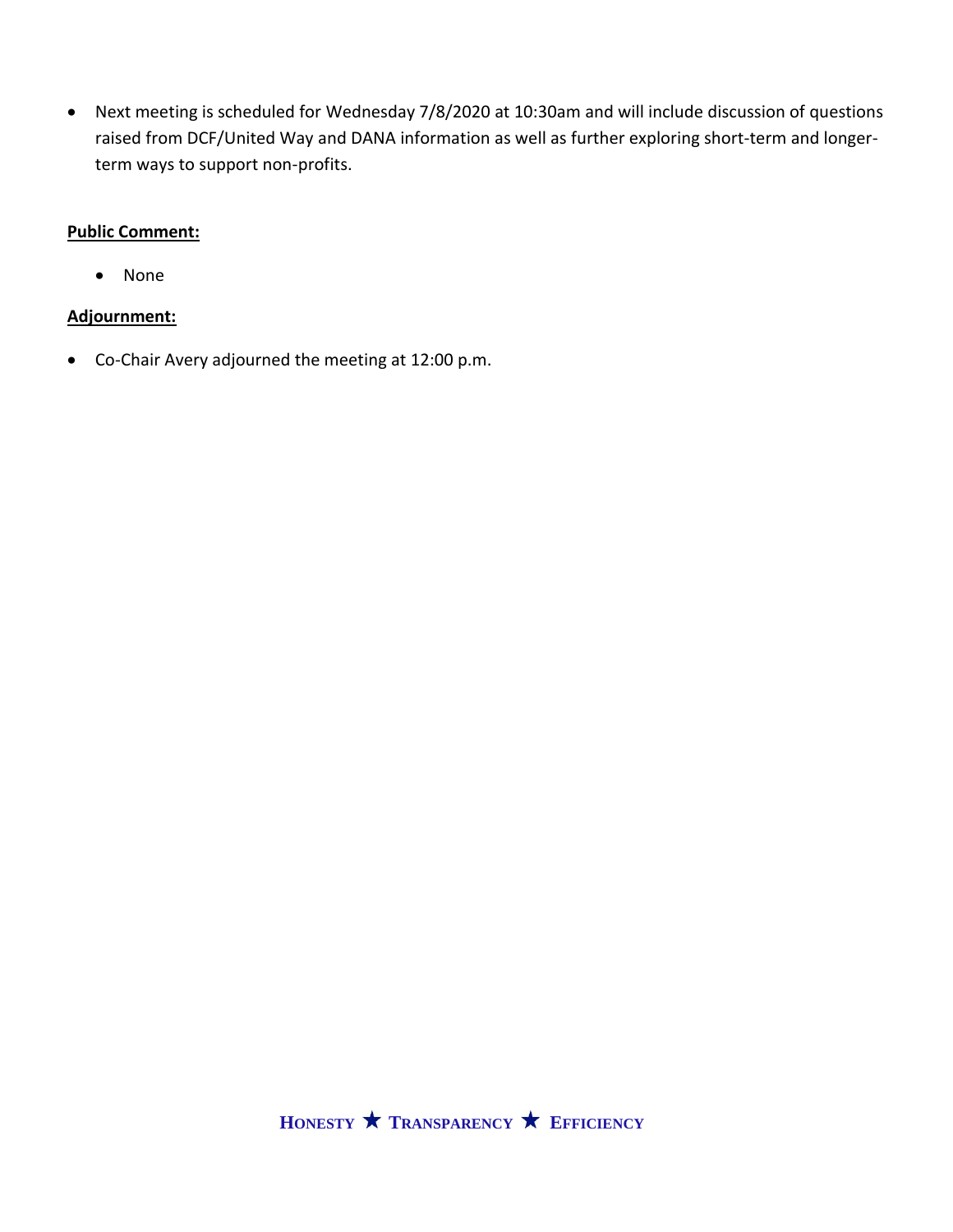- Next meeting is scheduled for Wednesday 7/8/2020 at 10:30am and will include discussion of questions raised from DCF/United Way and DANA information as well as further exploring short-term and longer-term ways to support non-profits.

**Public Comment:**

- None

**Adjournment:**

- Co-Chair Avery adjourned the meeting at 12:00 p.m.

**HONESTY ★ TRANSPARENCY ★ EFFICIENCY**